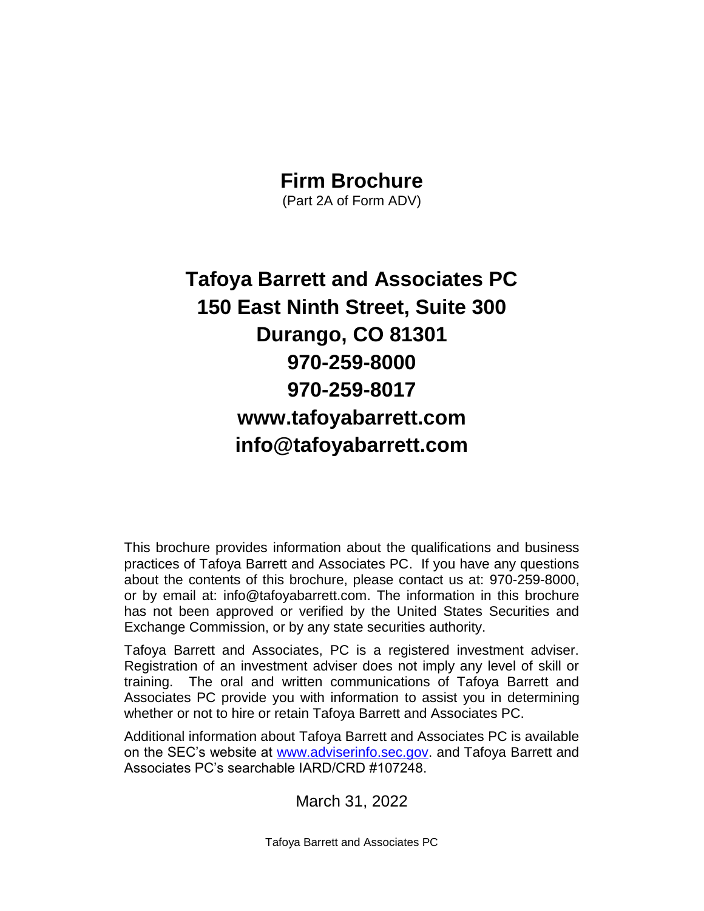# Firm Brochure

(Part 2A of Form ADV)

## Tafoya Barrett and Associates PC
## 150 East Ninth Street, Suite 300
## Durango, CO 81301
## 970-259-8000
## 970-259-8017
## www.tafoyabarrett.com
## info@tafoyabarrett.com

This brochure provides information about the qualifications and business practices of Tafoya Barrett and Associates PC. If you have any questions about the contents of this brochure, please contact us at: 970-259-8000, or by email at: info@tafoyabarrett.com. The information in this brochure has not been approved or verified by the United States Securities and Exchange Commission, or by any state securities authority.

Tafoya Barrett and Associates, PC is a registered investment adviser. Registration of an investment adviser does not imply any level of skill or training. The oral and written communications of Tafoya Barrett and Associates PC provide you with information to assist you in determining whether or not to hire or retain Tafoya Barrett and Associates PC.

Additional information about Tafoya Barrett and Associates PC is available on the SEC's website at www.adviserinfo.sec.gov. and Tafoya Barrett and Associates PC's searchable IARD/CRD #107248.

March 31, 2022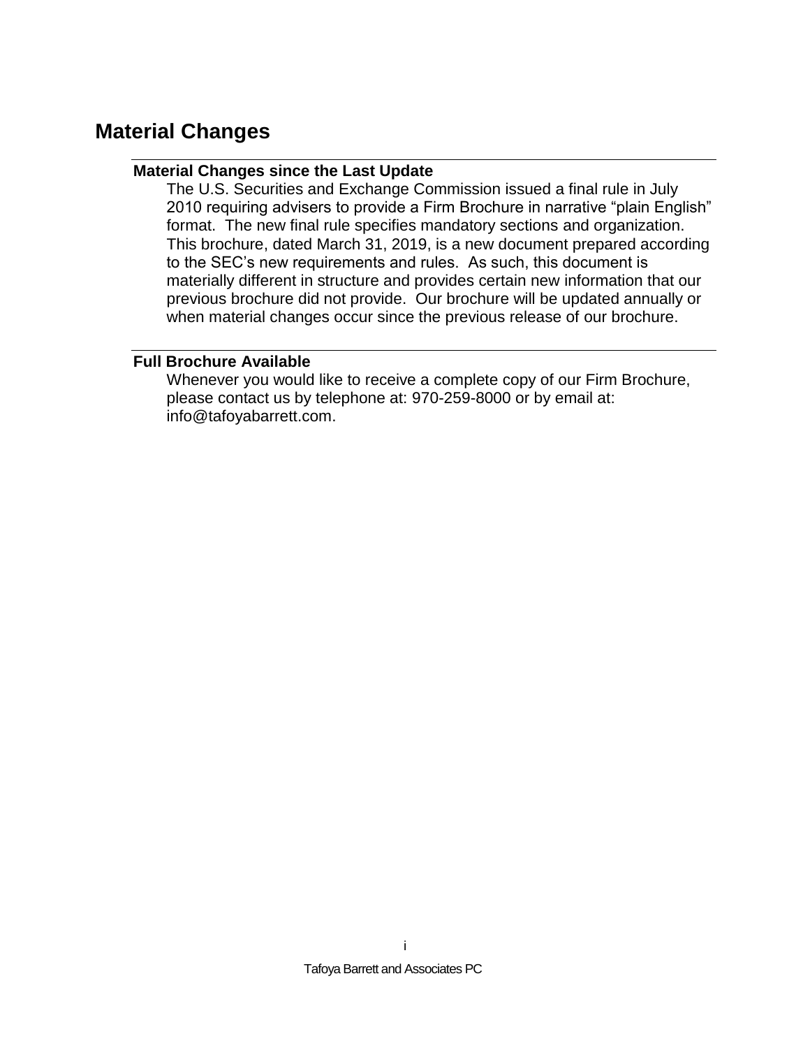# Material Changes

## Material Changes since the Last Update

The U.S. Securities and Exchange Commission issued a final rule in July 2010 requiring advisers to provide a Firm Brochure in narrative "plain English" format. The new final rule specifies mandatory sections and organization. This brochure, dated March 31, 2019, is a new document prepared according to the SEC's new requirements and rules. As such, this document is materially different in structure and provides certain new information that our previous brochure did not provide. Our brochure will be updated annually or when material changes occur since the previous release of our brochure.

## Full Brochure Available

Whenever you would like to receive a complete copy of our Firm Brochure, please contact us by telephone at: 970-259-8000 or by email at: info@tafoyabarrett.com.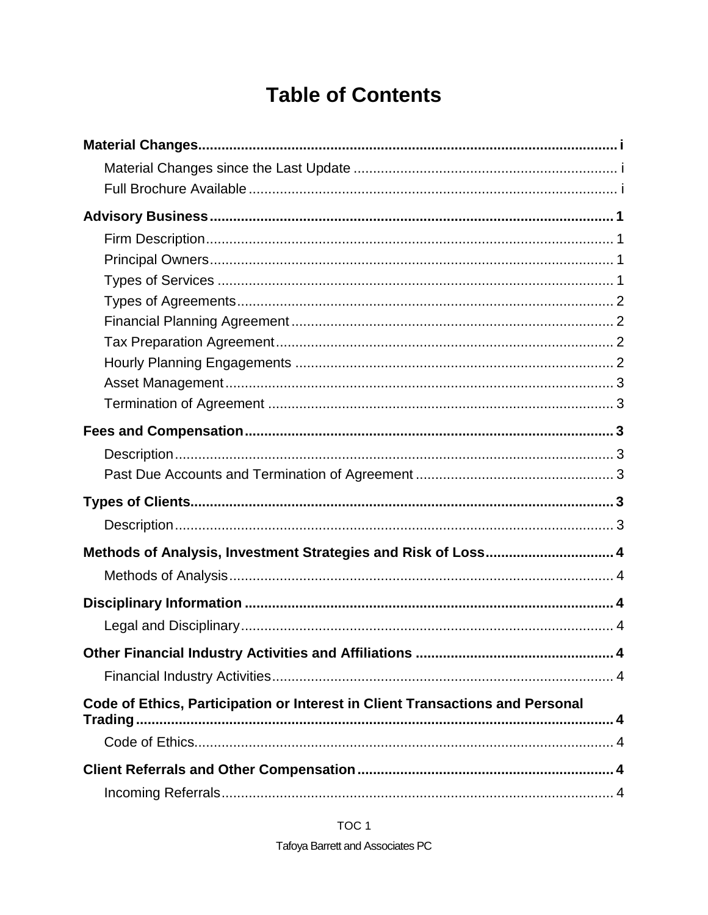# Table of Contents

**Material Changes** .......... i

- Material Changes since the Last Update .......... i
- Full Brochure Available .......... i

**Advisory Business** .......... 1

- Firm Description .......... 1
- Principal Owners .......... 1
- Types of Services .......... 1
- Types of Agreements .......... 2
- Financial Planning Agreement .......... 2
- Tax Preparation Agreement .......... 2
- Hourly Planning Engagements .......... 2
- Asset Management .......... 3
- Termination of Agreement .......... 3

**Fees and Compensation** .......... 3

- Description .......... 3
- Past Due Accounts and Termination of Agreement .......... 3

**Types of Clients** .......... 3

- Description .......... 3

**Methods of Analysis, Investment Strategies and Risk of Loss** .......... 4

- Methods of Analysis .......... 4

**Disciplinary Information** .......... 4

- Legal and Disciplinary .......... 4

**Other Financial Industry Activities and Affiliations** .......... 4

- Financial Industry Activities .......... 4

**Code of Ethics, Participation or Interest in Client Transactions and Personal Trading** .......... 4

- Code of Ethics .......... 4

**Client Referrals and Other Compensation** .......... 4

- Incoming Referrals .......... 4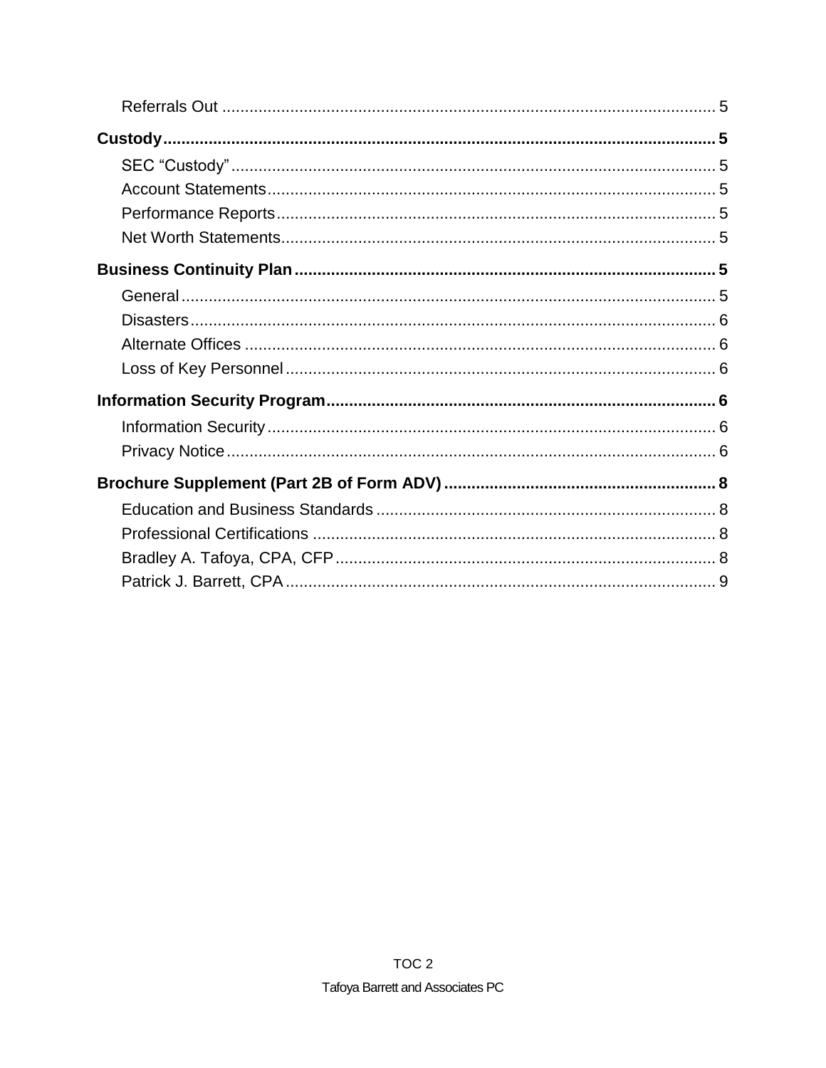Referrals Out ..... 5

**Custody ..... 5**

SEC "Custody" ..... 5

Account Statements ..... 5

Performance Reports ..... 5

Net Worth Statements ..... 5

**Business Continuity Plan ..... 5**

General ..... 5

Disasters ..... 6

Alternate Offices ..... 6

Loss of Key Personnel ..... 6

**Information Security Program ..... 6**

Information Security ..... 6

Privacy Notice ..... 6

**Brochure Supplement (Part 2B of Form ADV) ..... 8**

Education and Business Standards ..... 8

Professional Certifications ..... 8

Bradley A. Tafoya, CPA, CFP ..... 8

Patrick J. Barrett, CPA ..... 9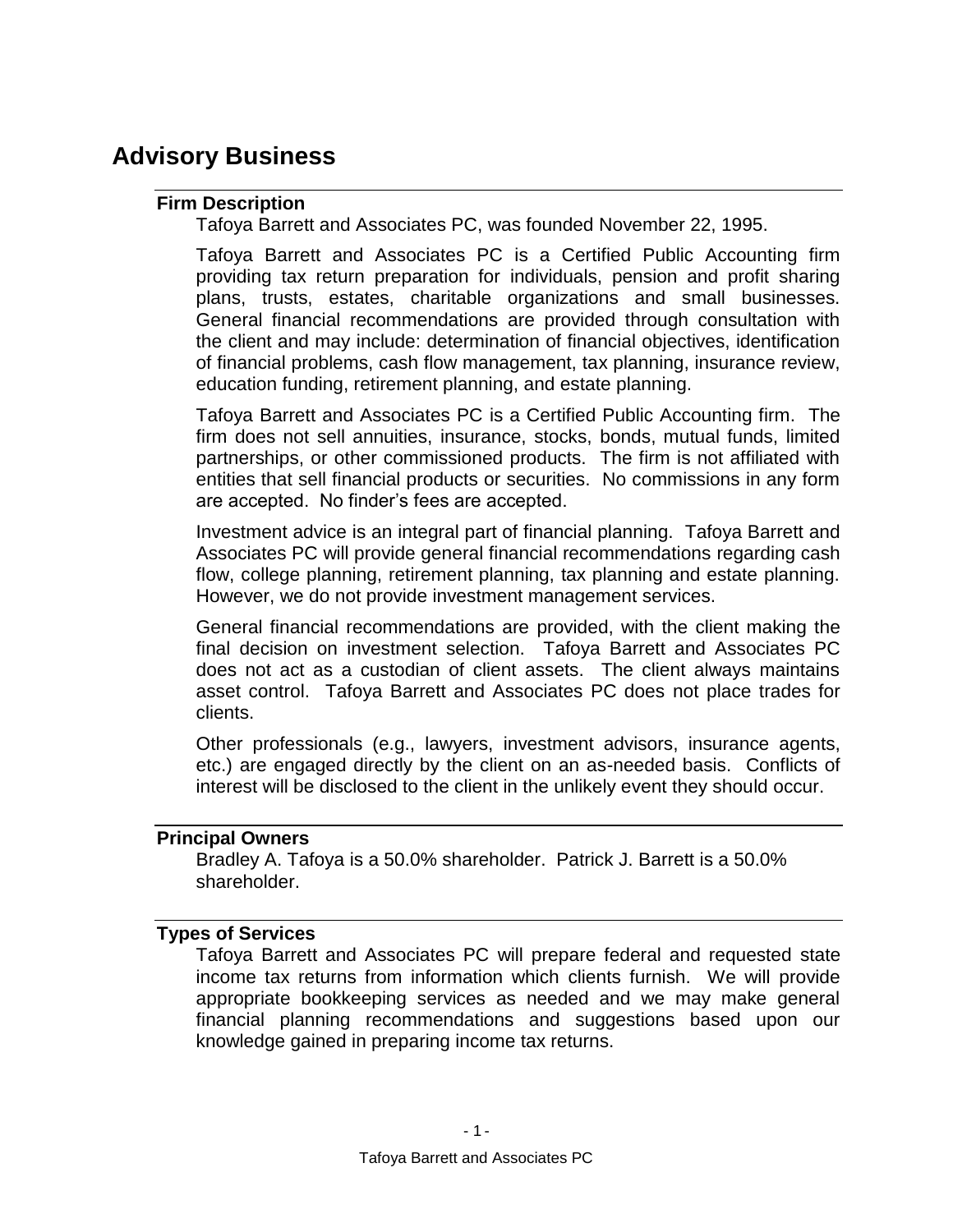# Advisory Business

## Firm Description

Tafoya Barrett and Associates PC, was founded November 22, 1995.

Tafoya Barrett and Associates PC is a Certified Public Accounting firm providing tax return preparation for individuals, pension and profit sharing plans, trusts, estates, charitable organizations and small businesses. General financial recommendations are provided through consultation with the client and may include: determination of financial objectives, identification of financial problems, cash flow management, tax planning, insurance review, education funding, retirement planning, and estate planning.

Tafoya Barrett and Associates PC is a Certified Public Accounting firm. The firm does not sell annuities, insurance, stocks, bonds, mutual funds, limited partnerships, or other commissioned products. The firm is not affiliated with entities that sell financial products or securities. No commissions in any form are accepted. No finder's fees are accepted.

Investment advice is an integral part of financial planning. Tafoya Barrett and Associates PC will provide general financial recommendations regarding cash flow, college planning, retirement planning, tax planning and estate planning. However, we do not provide investment management services.

General financial recommendations are provided, with the client making the final decision on investment selection. Tafoya Barrett and Associates PC does not act as a custodian of client assets. The client always maintains asset control. Tafoya Barrett and Associates PC does not place trades for clients.

Other professionals (e.g., lawyers, investment advisors, insurance agents, etc.) are engaged directly by the client on an as-needed basis. Conflicts of interest will be disclosed to the client in the unlikely event they should occur.

## Principal Owners

Bradley A. Tafoya is a 50.0% shareholder. Patrick J. Barrett is a 50.0% shareholder.

## Types of Services

Tafoya Barrett and Associates PC will prepare federal and requested state income tax returns from information which clients furnish. We will provide appropriate bookkeeping services as needed and we may make general financial planning recommendations and suggestions based upon our knowledge gained in preparing income tax returns.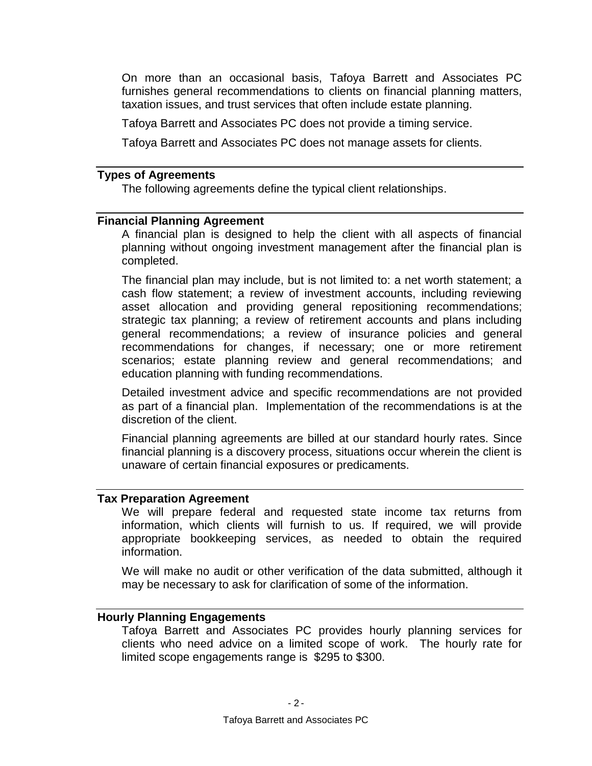On more than an occasional basis, Tafoya Barrett and Associates PC furnishes general recommendations to clients on financial planning matters, taxation issues, and trust services that often include estate planning.

Tafoya Barrett and Associates PC does not provide a timing service.

Tafoya Barrett and Associates PC does not manage assets for clients.

## Types of Agreements

The following agreements define the typical client relationships.

## Financial Planning Agreement

A financial plan is designed to help the client with all aspects of financial planning without ongoing investment management after the financial plan is completed.

The financial plan may include, but is not limited to: a net worth statement; a cash flow statement; a review of investment accounts, including reviewing asset allocation and providing general repositioning recommendations; strategic tax planning; a review of retirement accounts and plans including general recommendations; a review of insurance policies and general recommendations for changes, if necessary; one or more retirement scenarios; estate planning review and general recommendations; and education planning with funding recommendations.

Detailed investment advice and specific recommendations are not provided as part of a financial plan. Implementation of the recommendations is at the discretion of the client.

Financial planning agreements are billed at our standard hourly rates. Since financial planning is a discovery process, situations occur wherein the client is unaware of certain financial exposures or predicaments.

## Tax Preparation Agreement

We will prepare federal and requested state income tax returns from information, which clients will furnish to us. If required, we will provide appropriate bookkeeping services, as needed to obtain the required information.

We will make no audit or other verification of the data submitted, although it may be necessary to ask for clarification of some of the information.

## Hourly Planning Engagements

Tafoya Barrett and Associates PC provides hourly planning services for clients who need advice on a limited scope of work. The hourly rate for limited scope engagements range is $295 to $300.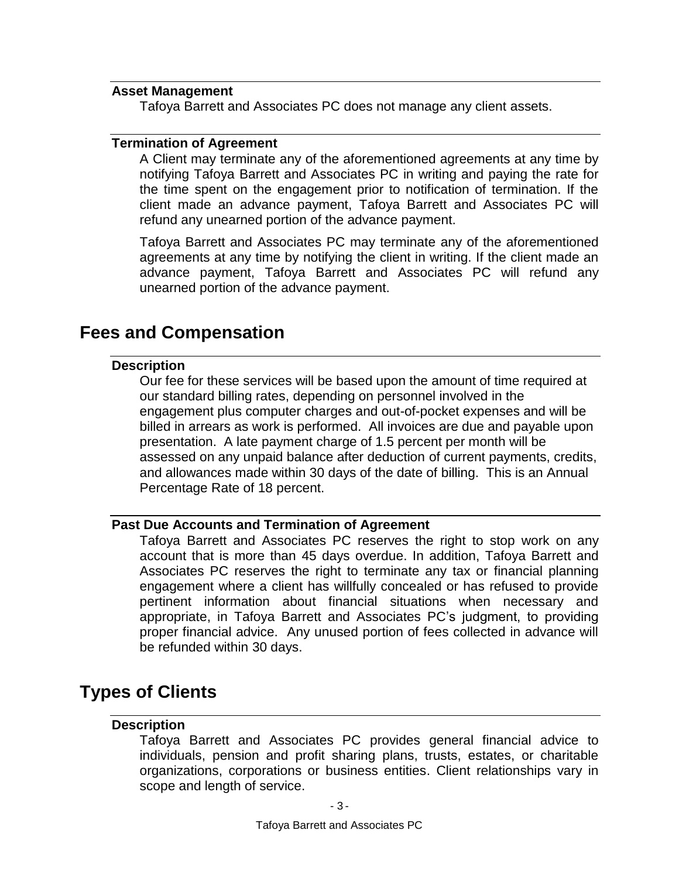### Asset Management

Tafoya Barrett and Associates PC does not manage any client assets.

### Termination of Agreement

A Client may terminate any of the aforementioned agreements at any time by notifying Tafoya Barrett and Associates PC in writing and paying the rate for the time spent on the engagement prior to notification of termination. If the client made an advance payment, Tafoya Barrett and Associates PC will refund any unearned portion of the advance payment.

Tafoya Barrett and Associates PC may terminate any of the aforementioned agreements at any time by notifying the client in writing. If the client made an advance payment, Tafoya Barrett and Associates PC will refund any unearned portion of the advance payment.

## Fees and Compensation

### Description

Our fee for these services will be based upon the amount of time required at our standard billing rates, depending on personnel involved in the engagement plus computer charges and out-of-pocket expenses and will be billed in arrears as work is performed. All invoices are due and payable upon presentation. A late payment charge of 1.5 percent per month will be assessed on any unpaid balance after deduction of current payments, credits, and allowances made within 30 days of the date of billing. This is an Annual Percentage Rate of 18 percent.

### Past Due Accounts and Termination of Agreement

Tafoya Barrett and Associates PC reserves the right to stop work on any account that is more than 45 days overdue. In addition, Tafoya Barrett and Associates PC reserves the right to terminate any tax or financial planning engagement where a client has willfully concealed or has refused to provide pertinent information about financial situations when necessary and appropriate, in Tafoya Barrett and Associates PC's judgment, to providing proper financial advice. Any unused portion of fees collected in advance will be refunded within 30 days.

## Types of Clients

### Description

Tafoya Barrett and Associates PC provides general financial advice to individuals, pension and profit sharing plans, trusts, estates, or charitable organizations, corporations or business entities. Client relationships vary in scope and length of service.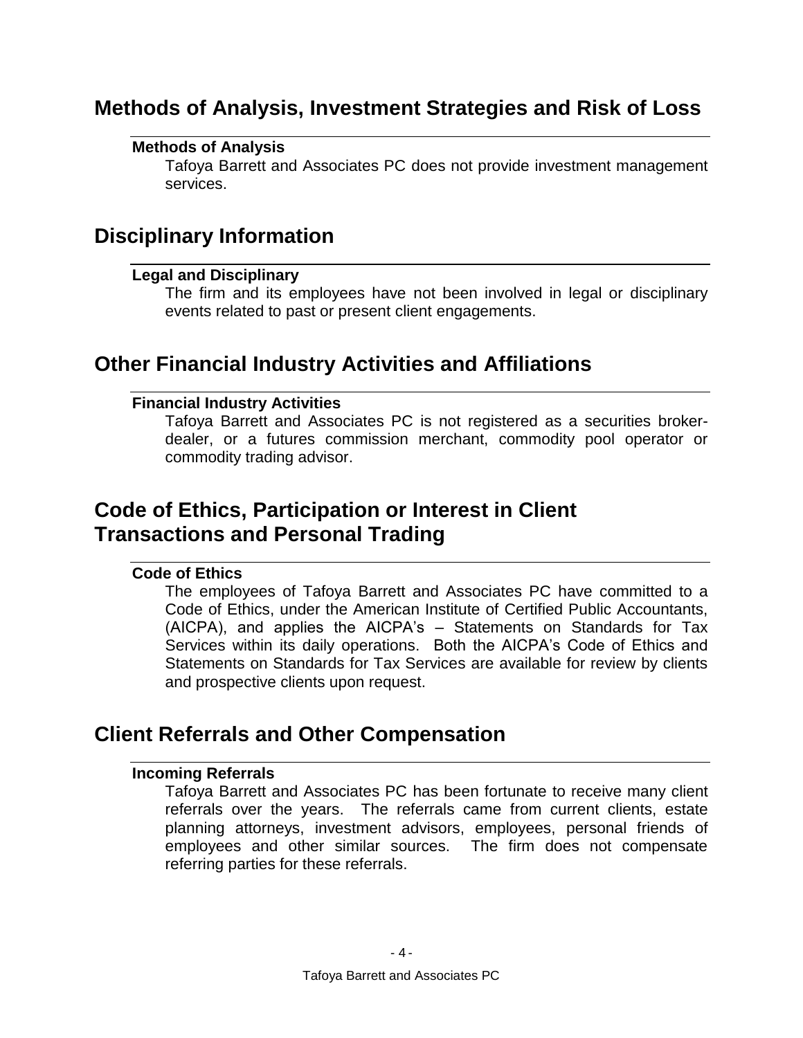## Methods of Analysis, Investment Strategies and Risk of Loss

### Methods of Analysis

Tafoya Barrett and Associates PC does not provide investment management services.

## Disciplinary Information

### Legal and Disciplinary

The firm and its employees have not been involved in legal or disciplinary events related to past or present client engagements.

## Other Financial Industry Activities and Affiliations

### Financial Industry Activities

Tafoya Barrett and Associates PC is not registered as a securities broker-dealer, or a futures commission merchant, commodity pool operator or commodity trading advisor.

## Code of Ethics, Participation or Interest in Client Transactions and Personal Trading

### Code of Ethics

The employees of Tafoya Barrett and Associates PC have committed to a Code of Ethics, under the American Institute of Certified Public Accountants, (AICPA), and applies the AICPA's – Statements on Standards for Tax Services within its daily operations. Both the AICPA's Code of Ethics and Statements on Standards for Tax Services are available for review by clients and prospective clients upon request.

## Client Referrals and Other Compensation

### Incoming Referrals

Tafoya Barrett and Associates PC has been fortunate to receive many client referrals over the years. The referrals came from current clients, estate planning attorneys, investment advisors, employees, personal friends of employees and other similar sources. The firm does not compensate referring parties for these referrals.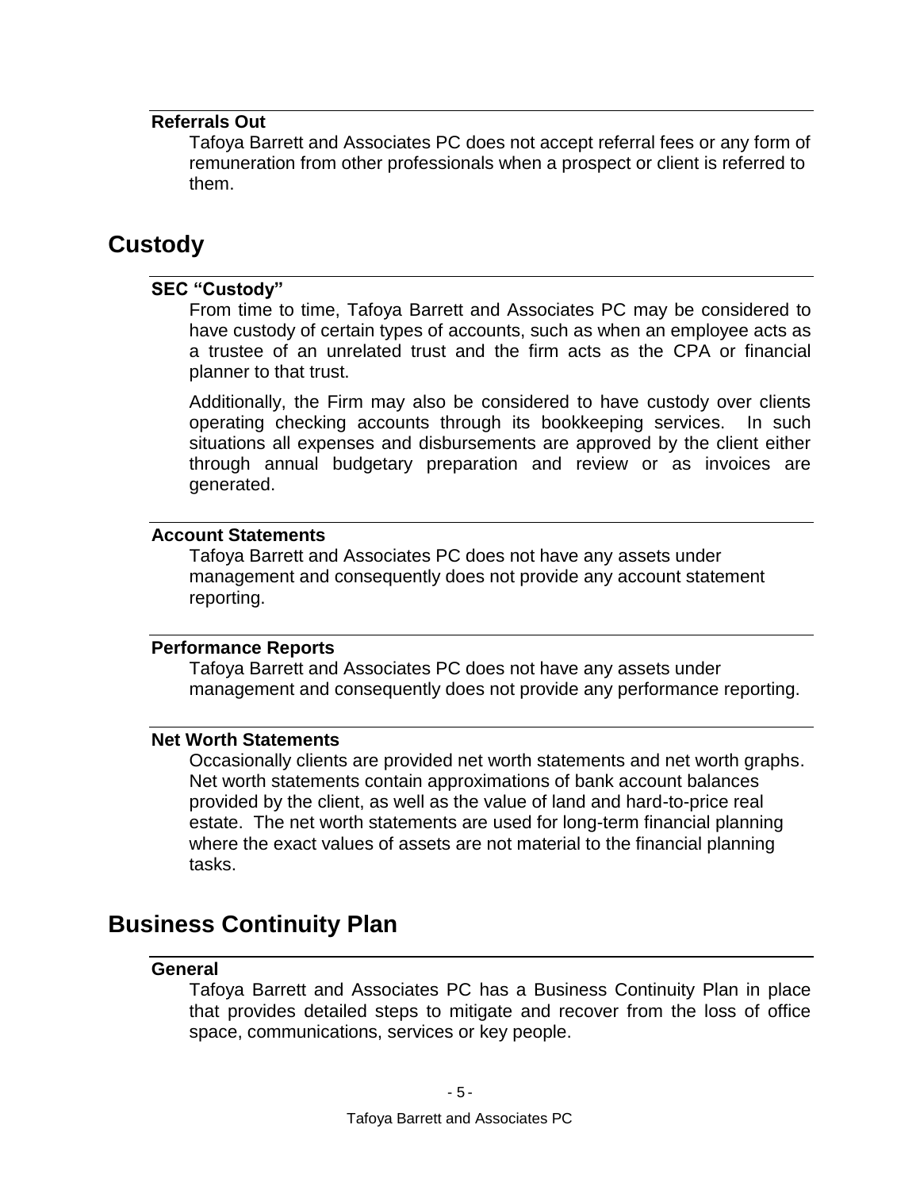### Referrals Out

Tafoya Barrett and Associates PC does not accept referral fees or any form of remuneration from other professionals when a prospect or client is referred to them.

## Custody

### SEC “Custody”

From time to time, Tafoya Barrett and Associates PC may be considered to have custody of certain types of accounts, such as when an employee acts as a trustee of an unrelated trust and the firm acts as the CPA or financial planner to that trust.

Additionally, the Firm may also be considered to have custody over clients operating checking accounts through its bookkeeping services. In such situations all expenses and disbursements are approved by the client either through annual budgetary preparation and review or as invoices are generated.

### Account Statements

Tafoya Barrett and Associates PC does not have any assets under management and consequently does not provide any account statement reporting.

### Performance Reports

Tafoya Barrett and Associates PC does not have any assets under management and consequently does not provide any performance reporting.

### Net Worth Statements

Occasionally clients are provided net worth statements and net worth graphs. Net worth statements contain approximations of bank account balances provided by the client, as well as the value of land and hard-to-price real estate. The net worth statements are used for long-term financial planning where the exact values of assets are not material to the financial planning tasks.

## Business Continuity Plan

### General

Tafoya Barrett and Associates PC has a Business Continuity Plan in place that provides detailed steps to mitigate and recover from the loss of office space, communications, services or key people.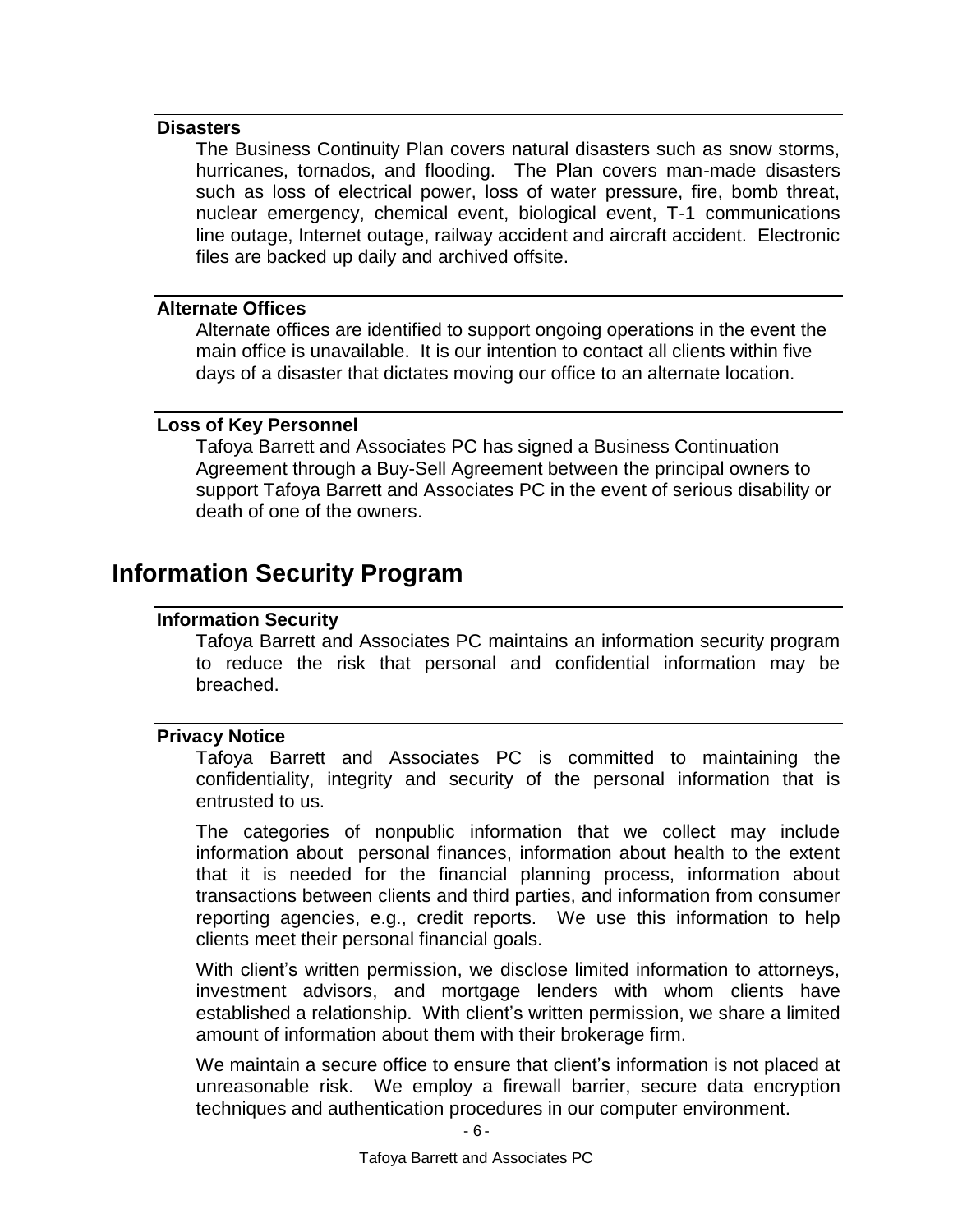### Disasters

The Business Continuity Plan covers natural disasters such as snow storms, hurricanes, tornados, and flooding. The Plan covers man-made disasters such as loss of electrical power, loss of water pressure, fire, bomb threat, nuclear emergency, chemical event, biological event, T-1 communications line outage, Internet outage, railway accident and aircraft accident. Electronic files are backed up daily and archived offsite.

### Alternate Offices

Alternate offices are identified to support ongoing operations in the event the main office is unavailable. It is our intention to contact all clients within five days of a disaster that dictates moving our office to an alternate location.

### Loss of Key Personnel

Tafoya Barrett and Associates PC has signed a Business Continuation Agreement through a Buy-Sell Agreement between the principal owners to support Tafoya Barrett and Associates PC in the event of serious disability or death of one of the owners.

## Information Security Program

### Information Security

Tafoya Barrett and Associates PC maintains an information security program to reduce the risk that personal and confidential information may be breached.

### Privacy Notice

Tafoya Barrett and Associates PC is committed to maintaining the confidentiality, integrity and security of the personal information that is entrusted to us.

The categories of nonpublic information that we collect may include information about personal finances, information about health to the extent that it is needed for the financial planning process, information about transactions between clients and third parties, and information from consumer reporting agencies, e.g., credit reports. We use this information to help clients meet their personal financial goals.

With client's written permission, we disclose limited information to attorneys, investment advisors, and mortgage lenders with whom clients have established a relationship. With client's written permission, we share a limited amount of information about them with their brokerage firm.

We maintain a secure office to ensure that client's information is not placed at unreasonable risk. We employ a firewall barrier, secure data encryption techniques and authentication procedures in our computer environment.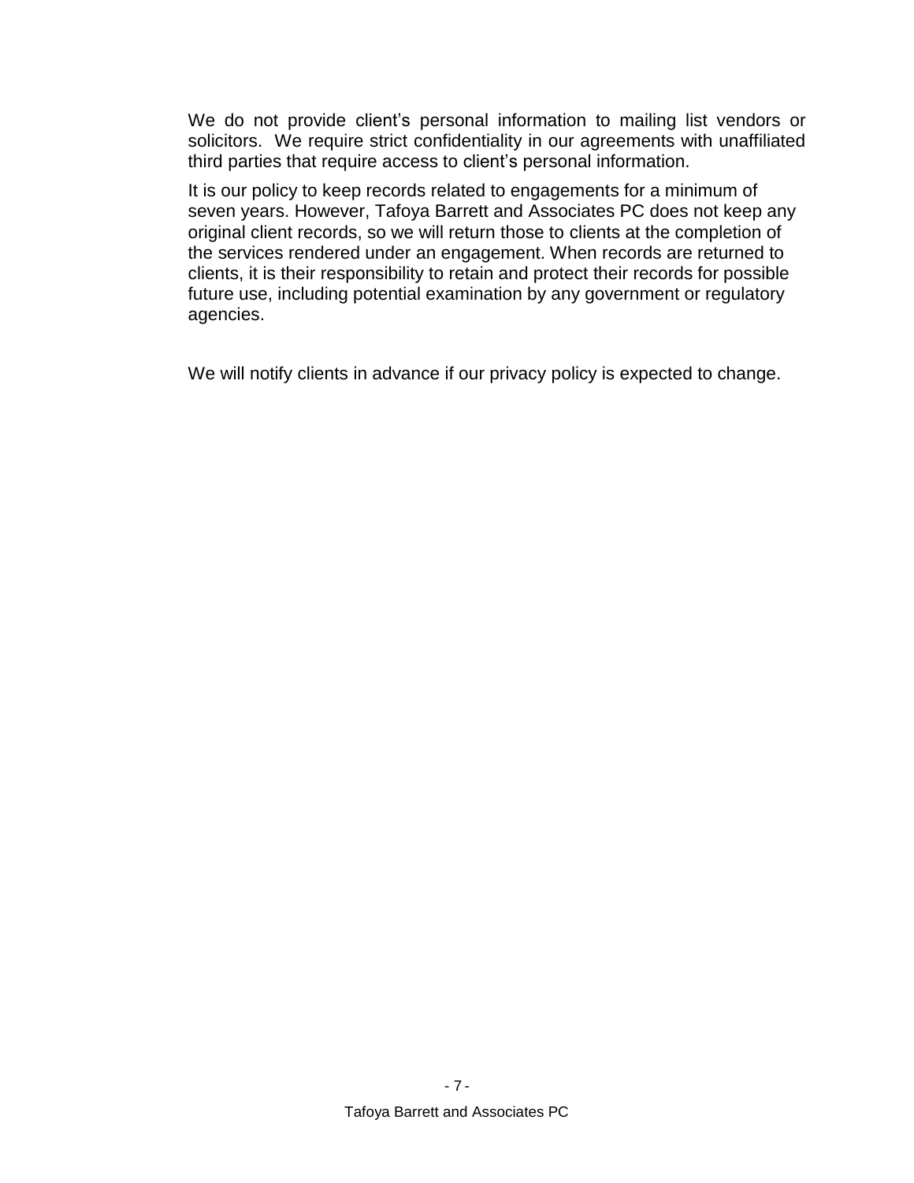We do not provide client's personal information to mailing list vendors or solicitors. We require strict confidentiality in our agreements with unaffiliated third parties that require access to client's personal information.

It is our policy to keep records related to engagements for a minimum of seven years. However, Tafoya Barrett and Associates PC does not keep any original client records, so we will return those to clients at the completion of the services rendered under an engagement. When records are returned to clients, it is their responsibility to retain and protect their records for possible future use, including potential examination by any government or regulatory agencies.

We will notify clients in advance if our privacy policy is expected to change.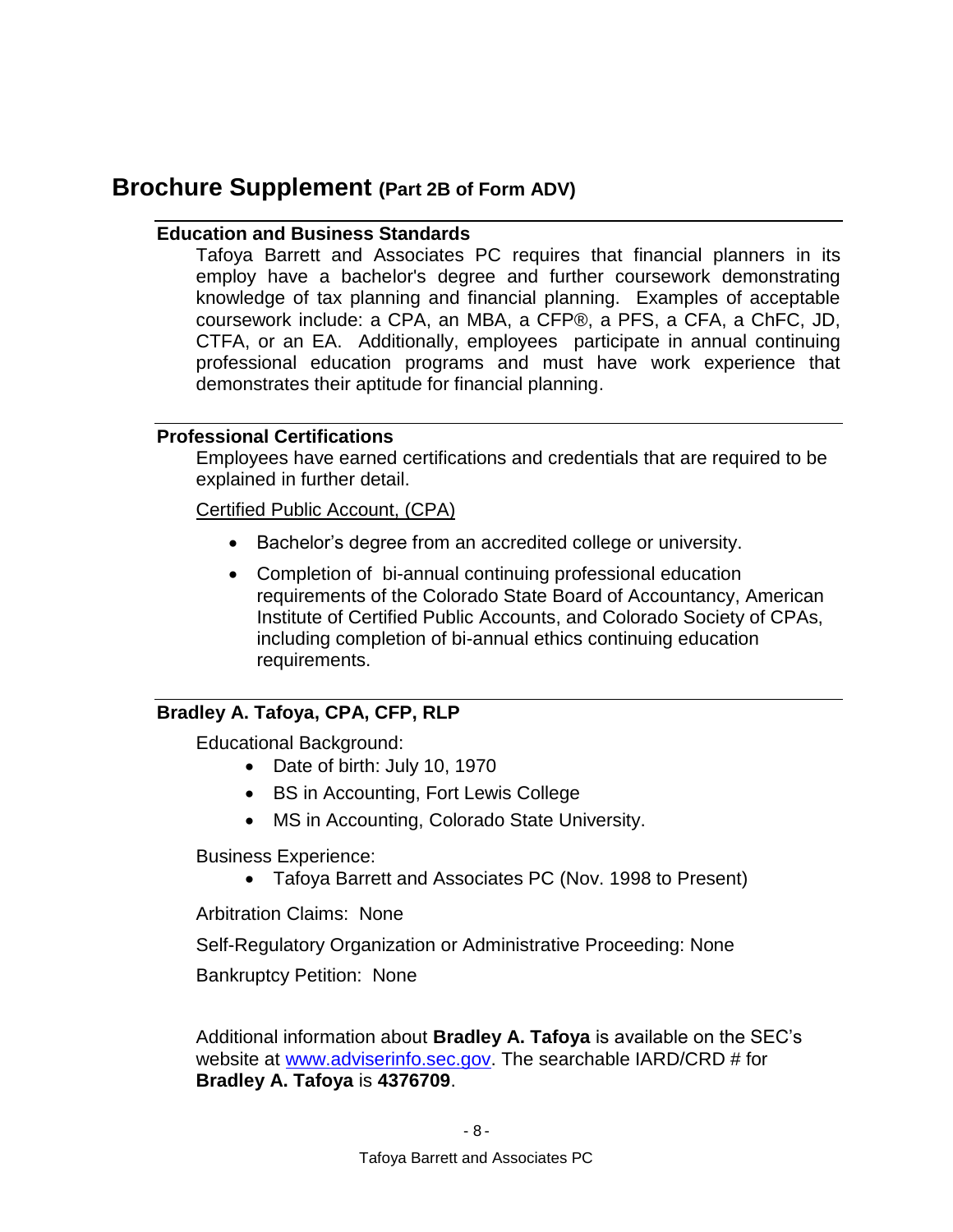# Brochure Supplement (Part 2B of Form ADV)

## Education and Business Standards

Tafoya Barrett and Associates PC requires that financial planners in its employ have a bachelor's degree and further coursework demonstrating knowledge of tax planning and financial planning. Examples of acceptable coursework include: a CPA, an MBA, a CFP®, a PFS, a CFA, a ChFC, JD, CTFA, or an EA. Additionally, employees participate in annual continuing professional education programs and must have work experience that demonstrates their aptitude for financial planning.

## Professional Certifications

Employees have earned certifications and credentials that are required to be explained in further detail.

<u>Certified Public Account, (CPA)</u>

- Bachelor's degree from an accredited college or university.
- Completion of bi-annual continuing professional education requirements of the Colorado State Board of Accountancy, American Institute of Certified Public Accounts, and Colorado Society of CPAs, including completion of bi-annual ethics continuing education requirements.

## Bradley A. Tafoya, CPA, CFP, RLP

Educational Background:

- Date of birth: July 10, 1970
- BS in Accounting, Fort Lewis College
- MS in Accounting, Colorado State University.

Business Experience:

- Tafoya Barrett and Associates PC (Nov. 1998 to Present)

Arbitration Claims: None

Self-Regulatory Organization or Administrative Proceeding: None

Bankruptcy Petition: None

Additional information about **Bradley A. Tafoya** is available on the SEC's website at www.adviserinfo.sec.gov. The searchable IARD/CRD # for **Bradley A. Tafoya** is **4376709**.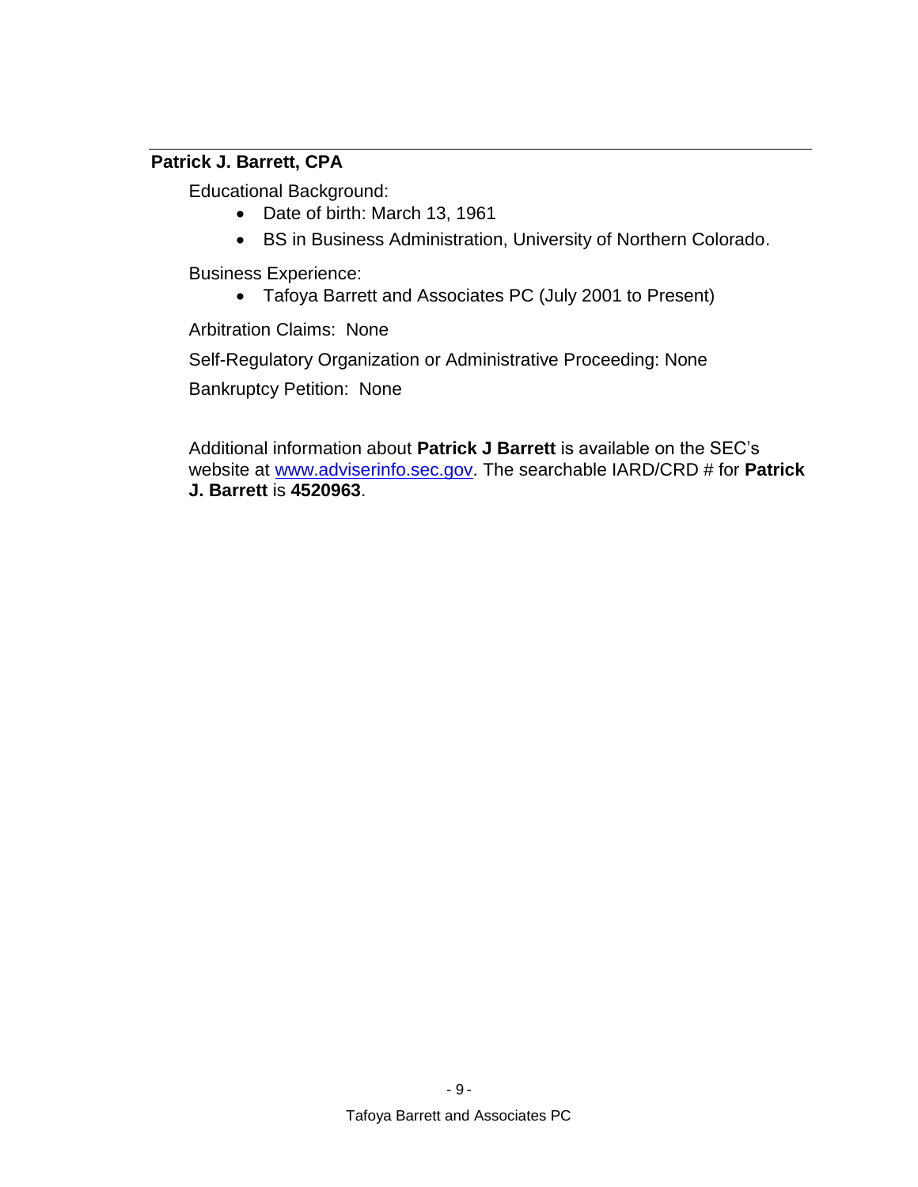**Patrick J. Barrett, CPA**

Educational Background:

- Date of birth: March 13, 1961
- BS in Business Administration, University of Northern Colorado.

Business Experience:

- Tafoya Barrett and Associates PC (July 2001 to Present)

Arbitration Claims: None

Self-Regulatory Organization or Administrative Proceeding: None

Bankruptcy Petition: None

Additional information about **Patrick J Barrett** is available on the SEC's website at [www.adviserinfo.sec.gov](http://www.adviserinfo.sec.gov). The searchable IARD/CRD # for **Patrick J. Barrett** is **4520963**.